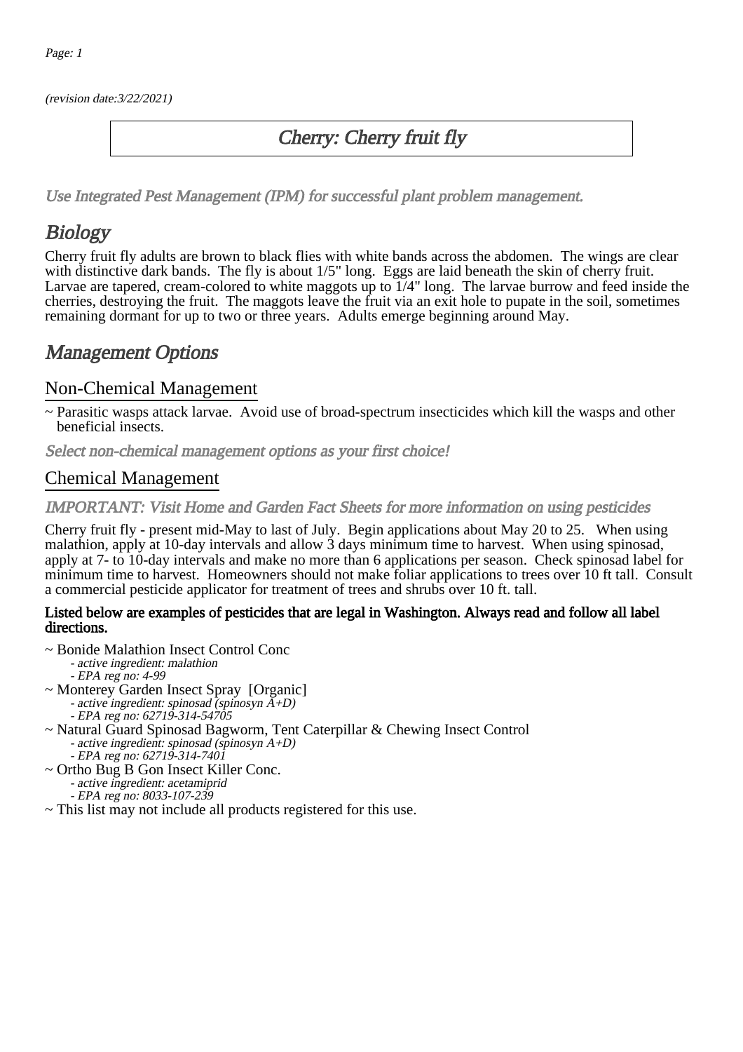(revision date:3/22/2021)

# Cherry: Cherry fruit fly

*Use Integrated Pest Management (IPM) for successful plant problem management.*

## Biology

Cherry fruit fly adults are brown to black flies with white bands across the abdomen. The wings are clear with distinctive dark bands. The fly is about 1/5" long. Eggs are laid beneath the skin of cherry fruit. Larvae are tapered, cream-colored to white maggots up to 1/4" long. The larvae burrow and feed inside the cherries, destroying the fruit. The maggots leave the fruit via an exit hole to pupate in the soil, sometimes remaining dormant for up to two or three years. Adults emerge beginning around May.

## Management Options

### Non-Chemical Management

~ Parasitic wasps attack larvae. Avoid use of broad-spectrum insecticides which kill the wasps and other beneficial insects.

*Select non-chemical management options as your first choice!*

### Chemical Management

*IMPORTANT: Visit Home and Garden Fact Sheets for more information on using pesticides*

Cherry fruit fly - present mid-May to last of July. Begin applications about May 20 to 25. When using malathion, apply at 10-day intervals and allow 3 days minimum time to harvest. When using spinosad, apply at 7- to 10-day intervals and make no more than 6 applications per season. Check spinosad label for minimum time to harvest. Homeowners should not make foliar applications to trees over 10 ft tall. Consult a commercial pesticide applicator for treatment of trees and shrubs over 10 ft. tall.

**Listed below are examples of pesticides that are legal in Washington. Always read and follow all label directions.**

~ Bonide Malathion Insect Control Conc
  - *active ingredient: malathion*
  - *EPA reg no: 4-99*

~ Monterey Garden Insect Spray [Organic]
  - *active ingredient: spinosad (spinosyn A+D)*
  - *EPA reg no: 62719-314-54705*

~ Natural Guard Spinosad Bagworm, Tent Caterpillar & Chewing Insect Control
  - *active ingredient: spinosad (spinosyn A+D)*
  - *EPA reg no: 62719-314-7401*

~ Ortho Bug B Gon Insect Killer Conc.
  - *active ingredient: acetamiprid*
  - *EPA reg no: 8033-107-239*

~ This list may not include all products registered for this use.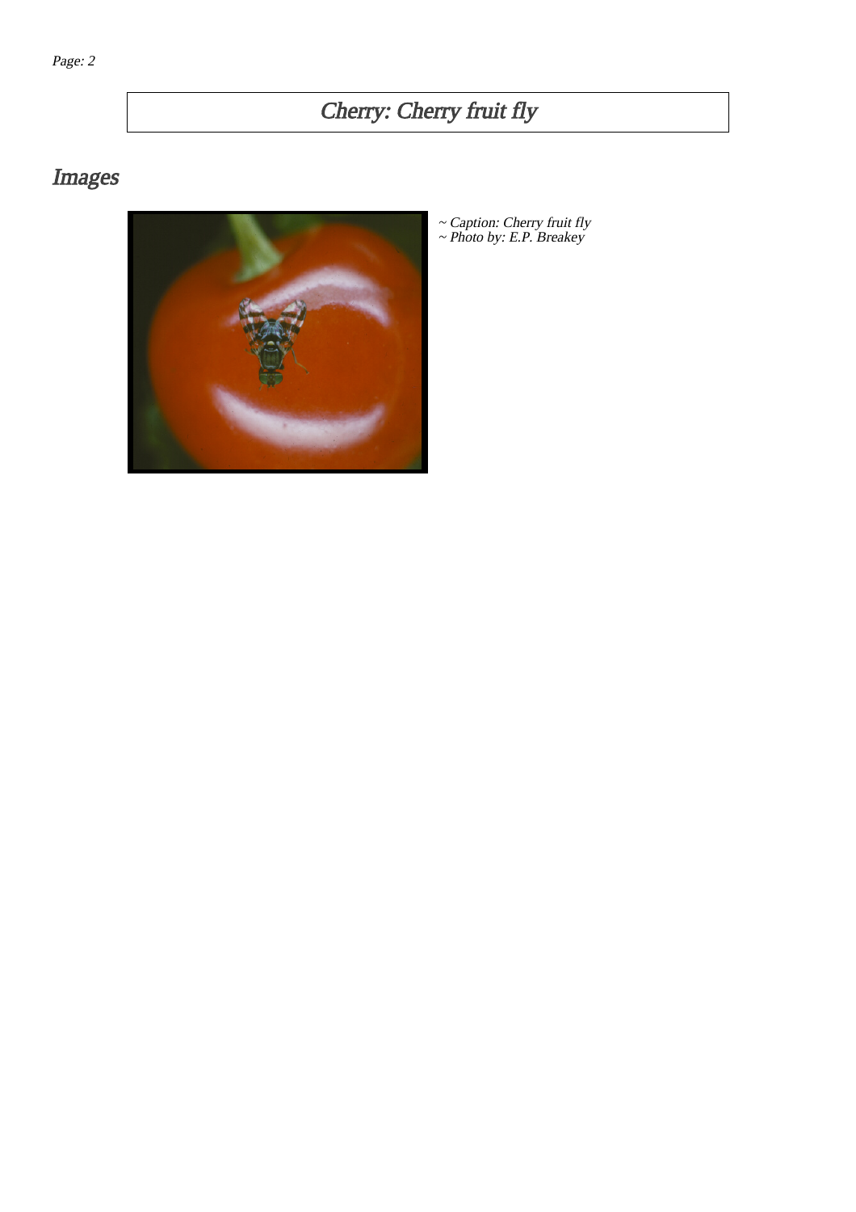# Cherry: Cherry fruit fly

## Images

~ Caption: Cherry fruit fly
~ Photo by: E.P. Breakey